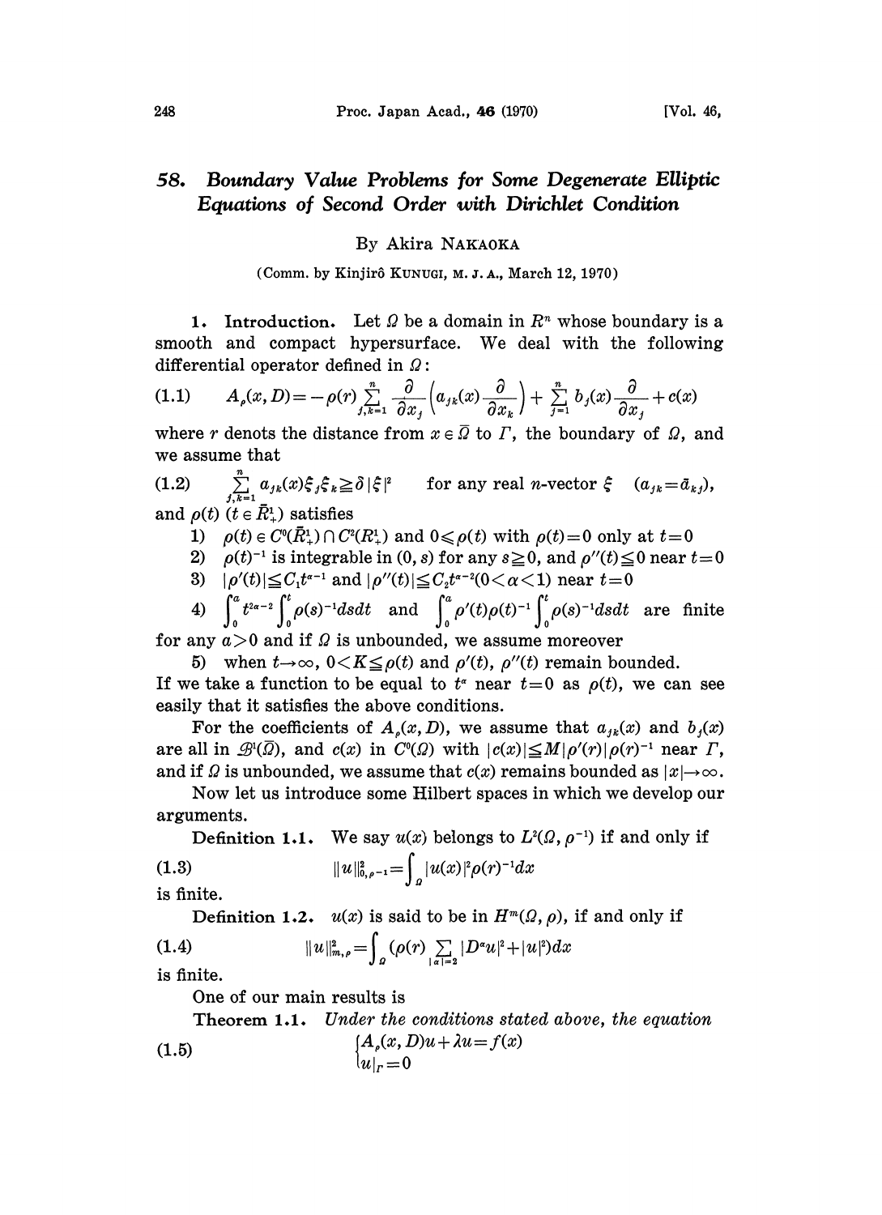# 58. Boundary Value Problems for Some Degenerate Elliptic Equations of Second Order with Dirichlet Condition

By Akira NAKAOKA

(Comm. by Kinjirô KUNUGI, M. J. A., March 12, 1970)

**1. Introduction.** Let $\Omega$ be a domain in $R^n$ whose boundary is a smooth and compact hypersurface. We deal with the following differential operator defined in $\Omega$:

$$(1.1)\qquad A_\rho(x, D) = -\rho(r)\sum_{j,k=1}^{n}\frac{\partial}{\partial x_j}\left(a_{jk}(x)\frac{\partial}{\partial x_k}\right) + \sum_{j=1}^{n} b_j(x)\frac{\partial}{\partial x_j} + c(x)$$

where $r$ denotes the distance from $x \in \bar{\Omega}$ to $\Gamma$, the boundary of $\Omega$, and we assume that

$$(1.2)\qquad \sum_{j,k=1}^{n} a_{jk}(x)\xi_j\xi_k \geqq \delta|\xi|^2 \qquad \text{for any real } n\text{-vector } \xi \quad (a_{jk} = \bar{a}_{kj}),$$

and $\rho(t)$ $(t \in \bar{R}_+^1)$ satisfies

1) $\rho(t) \in C^0(\bar{R}_+^1) \cap C^2(R_+^1)$ and $0 \leqslant \rho(t)$ with $\rho(t) = 0$ only at $t = 0$
2) $\rho(t)^{-1}$ is integrable in $(0, s)$ for any $s \geqq 0$, and $\rho''(t) \leqq 0$ near $t = 0$
3) $|\rho'(t)| \leqq C_1 t^{\alpha-1}$ and $|\rho''(t)| \leqq C_2 t^{\alpha-2}$ $(0 < \alpha < 1)$ near $t = 0$
4) $\int_0^a t^{2\alpha-2}\int_0^t \rho(s)^{-1}dsdt$ and $\int_0^a \rho'(t)\rho(t)^{-1}\int_0^t \rho(s)^{-1}dsdt$ are finite

for any $a > 0$ and if $\Omega$ is unbounded, we assume moreover

5) when $t \to \infty$, $0 < K \leqq \rho(t)$ and $\rho'(t)$, $\rho''(t)$ remain bounded.

If we take a function to be equal to $t^\alpha$ near $t = 0$ as $\rho(t)$, we can see easily that it satisfies the above conditions.

For the coefficients of $A_\rho(x, D)$, we assume that $a_{jk}(x)$ and $b_j(x)$ are all in $\mathscr{B}^1(\bar{\Omega})$, and $c(x)$ in $C^0(\Omega)$ with $|c(x)| \leqq M|\rho'(r)|\rho(r)^{-1}$ near $\Gamma$, and if $\Omega$ is unbounded, we assume that $c(x)$ remains bounded as $|x| \to \infty$.

Now let us introduce some Hilbert spaces in which we develop our arguments.

**Definition 1.1.** We say $u(x)$ belongs to $L^2(\Omega, \rho^{-1})$ if and only if

$$(1.3)\qquad \|u\|_{0,\rho^{-1}}^2 = \int_\Omega |u(x)|^2\rho(r)^{-1}dx$$

is finite.

**Definition 1.2.** $u(x)$ is said to be in $H^m(\Omega, \rho)$, if and only if

$$(1.4)\qquad \|u\|_{m,\rho}^2 = \int_\Omega (\rho(r)\sum_{|\alpha|=2}|D^\alpha u|^2 + |u|^2)dx$$

is finite.

One of our main results is

**Theorem 1.1.** *Under the conditions stated above, the equation*

$$(1.5)\qquad \begin{cases} A_\rho(x, D)u + \lambda u = f(x) \\ u|_\Gamma = 0 \end{cases}$$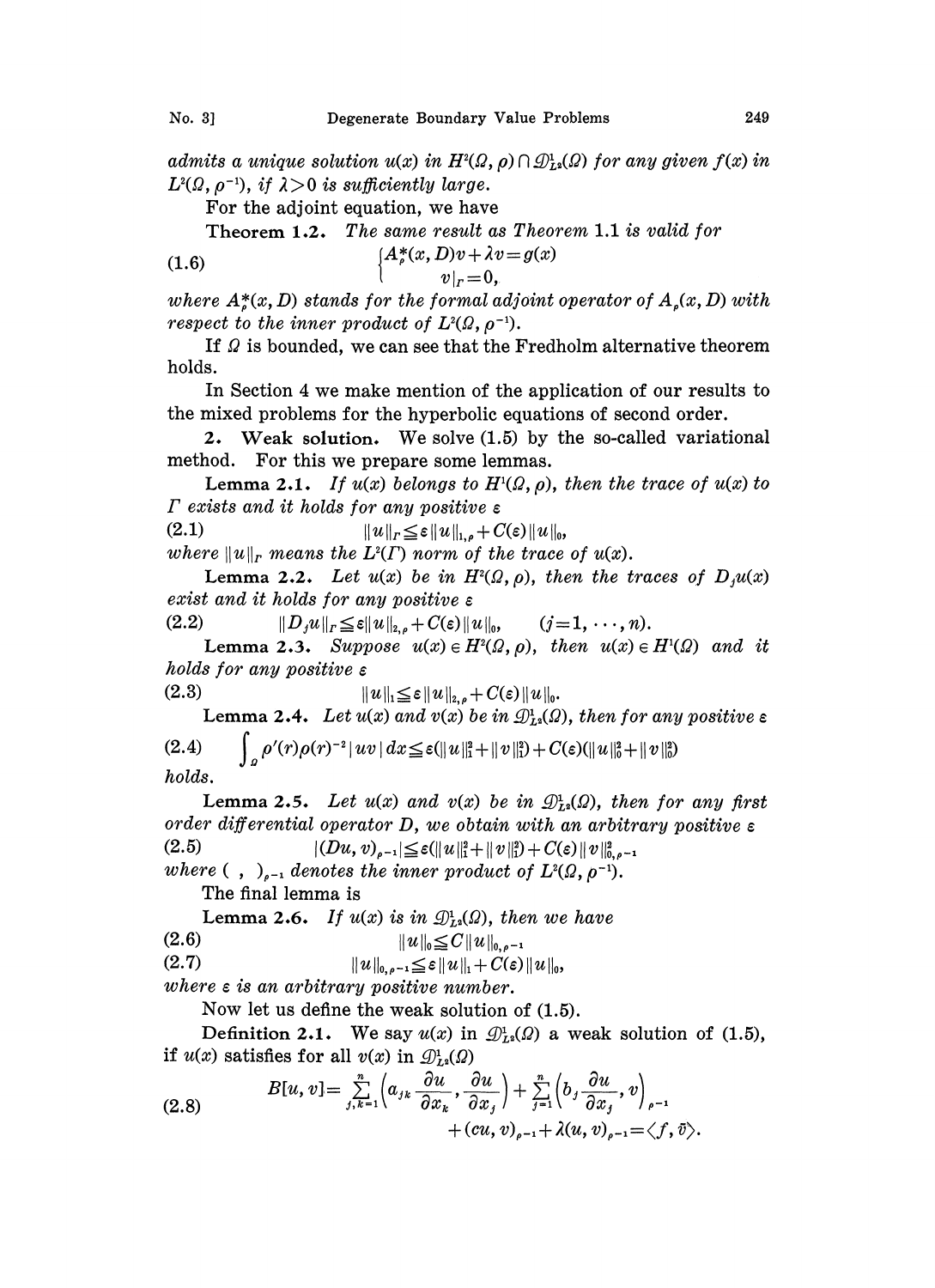*admits a unique solution $u(x)$ in $H^2(\Omega, \rho) \cap \mathcal{D}^1_{L^2}(\Omega)$ for any given $f(x)$ in $L^2(\Omega, \rho^{-1})$, if $\lambda > 0$ is sufficiently large.*

For the adjoint equation, we have

**Theorem 1.2.** *The same result as Theorem 1.1 is valid for*

$$
\begin{cases} A^*_\rho(x, D)v + \lambda v = g(x) \\ \qquad v|_\Gamma = 0, \end{cases} \tag{1.6}
$$

*where $A^*_\rho(x, D)$ stands for the formal adjoint operator of $A_\rho(x, D)$ with respect to the inner product of $L^2(\Omega, \rho^{-1})$.*

If $\Omega$ is bounded, we can see that the Fredholm alternative theorem holds.

In Section 4 we make mention of the application of our results to the mixed problems for the hyperbolic equations of second order.

**2. Weak solution.** We solve (1.5) by the so-called variational method. For this we prepare some lemmas.

**Lemma 2.1.** *If $u(x)$ belongs to $H^1(\Omega, \rho)$, then the trace of $u(x)$ to $\Gamma$ exists and it holds for any positive $\varepsilon$*

$$
\|u\|_\Gamma \leqq \varepsilon \|u\|_{1,\rho} + C(\varepsilon)\|u\|_0, \tag{2.1}
$$

*where $\|u\|_\Gamma$ means the $L^2(\Gamma)$ norm of the trace of $u(x)$.*

**Lemma 2.2.** *Let $u(x)$ be in $H^2(\Omega, \rho)$, then the traces of $D_j u(x)$ exist and it holds for any positive $\varepsilon$*

$$
\|D_j u\|_\Gamma \leqq \varepsilon \|u\|_{2,\rho} + C(\varepsilon)\|u\|_0, \qquad (j = 1, \cdots, n). \tag{2.2}
$$

**Lemma 2.3.** *Suppose $u(x) \in H^2(\Omega, \rho)$, then $u(x) \in H^1(\Omega)$ and it holds for any positive $\varepsilon$*

$$
\|u\|_1 \leqq \varepsilon \|u\|_{2,\rho} + C(\varepsilon)\|u\|_0. \tag{2.3}
$$

**Lemma 2.4.** *Let $u(x)$ and $v(x)$ be in $\mathcal{D}^1_{L^2}(\Omega)$, then for any positive $\varepsilon$*

$$
\int_\Omega \rho'(r)\rho(r)^{-2}|uv|\,dx \leqq \varepsilon(\|u\|_1^2 + \|v\|_1^2) + C(\varepsilon)(\|u\|_0^2 + \|v\|_0^2) \tag{2.4}
$$

*holds.*

**Lemma 2.5.** *Let $u(x)$ and $v(x)$ be in $\mathcal{D}^1_{L^2}(\Omega)$, then for any first order differential operator $D$, we obtain with an arbitrary positive $\varepsilon$*

$$
|(Du, v)_{\rho^{-1}}| \leqq \varepsilon(\|u\|_1^2 + \|v\|_1^2) + C(\varepsilon)\|v\|^2_{0,\rho^{-1}} \tag{2.5}
$$

*where $(\ ,\ )_{\rho^{-1}}$ denotes the inner product of $L^2(\Omega, \rho^{-1})$.*

The final lemma is

**Lemma 2.6.** *If $u(x)$ is in $\mathcal{D}^1_{L^2}(\Omega)$, then we have*

$$
\|u\|_0 \leqq C\|u\|_{0,\rho^{-1}} \tag{2.6}
$$

$$
\|u\|_{0,\rho^{-1}} \leqq \varepsilon\|u\|_1 + C(\varepsilon)\|u\|_0, \tag{2.7}
$$

*where $\varepsilon$ is an arbitrary positive number.*

Now let us define the weak solution of (1.5).

**Definition 2.1.** We say $u(x)$ in $\mathcal{D}^1_{L^2}(\Omega)$ a weak solution of (1.5), if $u(x)$ satisfies for all $v(x)$ in $\mathcal{D}^1_{L^2}(\Omega)$

$$
\begin{aligned}
B[u, v] = \sum_{j,k=1}^n \left(a_{jk}\frac{\partial u}{\partial x_k}, \frac{\partial u}{\partial x_j}\right) + \sum_{j=1}^n \left(b_j \frac{\partial u}{\partial x_j}, v\right)_{\rho^{-1}} \\
+ (cu, v)_{\rho^{-1}} + \lambda(u, v)_{\rho^{-1}} = \langle f, \bar{v}\rangle.
\end{aligned} \tag{2.8}
$$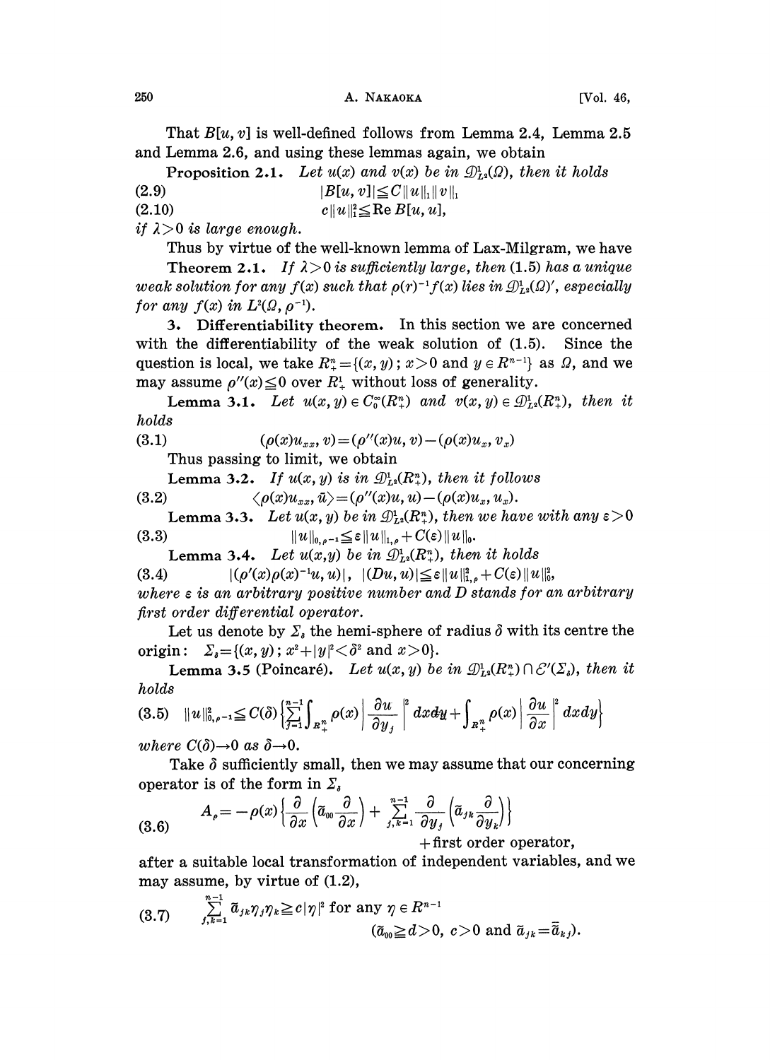That $B[u, v]$ is well-defined follows from Lemma 2.4, Lemma 2.5 and Lemma 2.6, and using these lemmas again, we obtain

**Proposition 2.1.** *Let $u(x)$ and $v(x)$ be in $\mathcal{D}^1_{L^2}(\Omega)$, then it holds*

$$|B[u, v]| \leq C\|u\|_1\|v\|_1 \tag{2.9}$$

$$c\|u\|_1^2 \leq \operatorname{Re} B[u, u], \tag{2.10}$$

*if $\lambda > 0$ is large enough.*

Thus by virtue of the well-known lemma of Lax-Milgram, we have

**Theorem 2.1.** *If $\lambda > 0$ is sufficiently large, then (1.5) has a unique weak solution for any $f(x)$ such that $\rho(r)^{-1}f(x)$ lies in $\mathcal{D}^1_{L^2}(\Omega)'$, especially for any $f(x)$ in $L^2(\Omega, \rho^{-1})$.*

**3. Differentiability theorem.** In this section we are concerned with the differentiability of the weak solution of (1.5). Since the question is local, we take $R^n_+ = \{(x, y)\,;\, x > 0 \text{ and } y \in R^{n-1}\}$ as $\Omega$, and we may assume $\rho''(x) \leq 0$ over $R^1_+$ without loss of generality.

**Lemma 3.1.** *Let $u(x, y) \in C_0^\infty(R^n_+)$ and $v(x, y) \in \mathcal{D}^1_{L^2}(R^n_+)$, then it holds*

$$(\rho(x)u_{xx}, v) = (\rho''(x)u, v) - (\rho(x)u_x, v_x) \tag{3.1}$$

Thus passing to limit, we obtain

**Lemma 3.2.** *If $u(x, y)$ is in $\mathcal{D}^1_{L^2}(R^n_+)$, then it follows*

$$\langle \rho(x)u_{xx}, \bar{u} \rangle = (\rho''(x)u, u) - (\rho(x)u_x, u_x). \tag{3.2}$$

**Lemma 3.3.** *Let $u(x, y)$ be in $\mathcal{D}^1_{L^2}(R^n_+)$, then we have with any $\varepsilon > 0$*

$$\|u\|_{0,\rho^{-1}} \leq \varepsilon\|u\|_{1,\rho} + C(\varepsilon)\|u\|_0. \tag{3.3}$$

**Lemma 3.4.** *Let $u(x,y)$ be in $\mathcal{D}^1_{L^2}(R^n_+)$, then it holds*

$$|(\rho'(x)\rho(x)^{-1}u, u)|,\ |(Du, u)| \leq \varepsilon\|u\|^2_{1,\rho} + C(\varepsilon)\|u\|_0^2, \tag{3.4}$$

*where $\varepsilon$ is an arbitrary positive number and $D$ stands for an arbitrary first order differential operator.*

Let us denote by $\Sigma_\delta$ the hemi-sphere of radius $\delta$ with its centre the origin: $\Sigma_\delta = \{(x, y)\,;\, x^2 + |y|^2 < \delta^2 \text{ and } x > 0\}$.

**Lemma 3.5** (Poincaré). *Let $u(x, y)$ be in $\mathcal{D}^1_{L^2}(R^n_+) \cap \mathcal{E}'(\Sigma_\delta)$, then it holds*

$$\|u\|^2_{0,\rho^{-1}} \leq C(\delta)\left\{\sum_{j=1}^{n-1}\int_{R^n_+}\rho(x)\left|\frac{\partial u}{\partial y_j}\right|^2 dxdy + \int_{R^n_+}\rho(x)\left|\frac{\partial u}{\partial x}\right|^2 dxdy\right\} \tag{3.5}$$

*where $C(\delta) \to 0$ as $\delta \to 0$.*

Take $\delta$ sufficiently small, then we may assume that our concerning operator is of the form in $\Sigma_\delta$

$$A_\rho = -\rho(x)\left\{\frac{\partial}{\partial x}\left(\tilde{a}_{00}\frac{\partial}{\partial x}\right) + \sum_{j,k=1}^{n-1}\frac{\partial}{\partial y_j}\left(\tilde{a}_{jk}\frac{\partial}{\partial y_k}\right)\right\} + \text{first order operator}, \tag{3.6}$$

after a suitable local transformation of independent variables, and we may assume, by virtue of (1.2),

$$\sum_{j,k=1}^{n-1}\tilde{a}_{jk}\eta_j\eta_k \geq c|\eta|^2 \text{ for any } \eta \in R^{n-1} \quad (\tilde{a}_{00} \geq d > 0,\ c > 0 \text{ and } \tilde{a}_{jk} = \bar{\tilde{a}}_{kj}). \tag{3.7}$$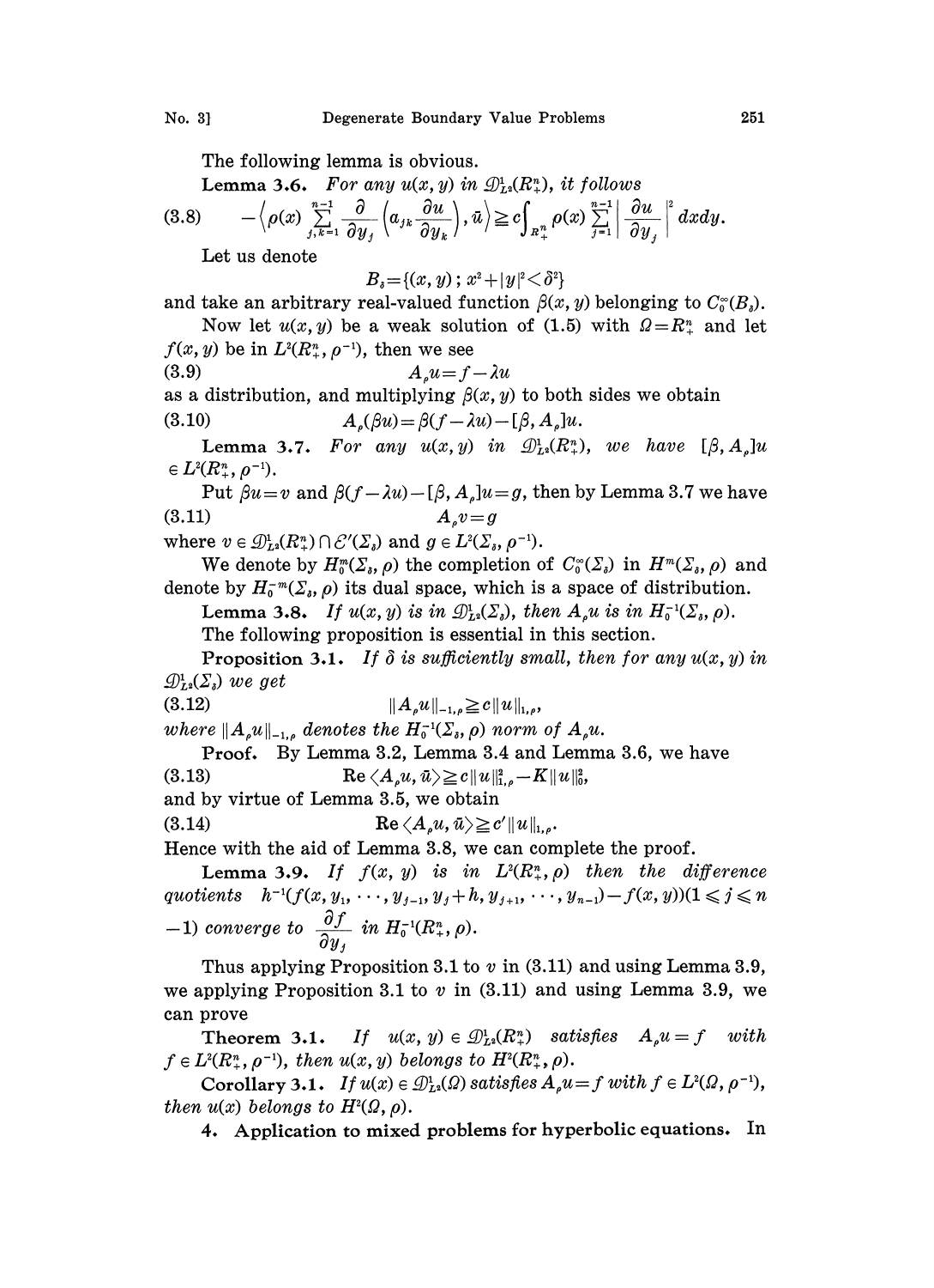The following lemma is obvious.

**Lemma 3.6.** *For any $u(x, y)$ in $\mathcal{D}^1_{L^2}(R^n_+)$, it follows*

$$-\left\langle \rho(x) \sum_{j,k=1}^{n-1} \frac{\partial}{\partial y_j}\left(a_{jk}\frac{\partial u}{\partial y_k}\right), \bar{u}\right\rangle \geqq c\int_{R^n_+} \rho(x) \sum_{j=1}^{n-1} \left|\frac{\partial u}{\partial y_j}\right|^2 dxdy. \tag{3.8}$$

Let us denote

$$B_\delta = \{(x, y) ; x^2 + |y|^2 < \delta^2\}$$

and take an arbitrary real-valued function $\beta(x, y)$ belonging to $C_0^\infty(B_\delta)$.

Now let $u(x, y)$ be a weak solution of (1.5) with $\Omega = R^n_+$ and let $f(x, y)$ be in $L^2(R^n_+, \rho^{-1})$, then we see

$$A_\rho u = f - \lambda u \tag{3.9}$$

as a distribution, and multiplying $\beta(x, y)$ to both sides we obtain

$$A_\rho(\beta u) = \beta(f - \lambda u) - [\beta, A_\rho]u. \tag{3.10}$$

**Lemma 3.7.** *For any $u(x, y)$ in $\mathcal{D}^1_{L^2}(R^n_+)$, we have $[\beta, A_\rho]u \in L^2(R^n_+, \rho^{-1})$.*

Put $\beta u = v$ and $\beta(f - \lambda u) - [\beta, A_\rho]u = g$, then by Lemma 3.7 we have

$$A_\rho v = g \tag{3.11}$$

where $v \in \mathcal{D}^1_{L^2}(R^n_+) \cap \mathcal{E}'(\Sigma_\delta)$ and $g \in L^2(\Sigma_\delta, \rho^{-1})$.

We denote by $H^m_0(\Sigma_\delta, \rho)$ the completion of $C_0^\infty(\Sigma_\delta)$ in $H^m(\Sigma_\delta, \rho)$ and denote by $H_0^{-m}(\Sigma_\delta, \rho)$ its dual space, which is a space of distribution.

**Lemma 3.8.** *If $u(x, y)$ is in $\mathcal{D}^1_{L^2}(\Sigma_\delta)$, then $A_\rho u$ is in $H_0^{-1}(\Sigma_\delta, \rho)$.*

The following proposition is essential in this section.

**Proposition 3.1.** *If $\delta$ is sufficiently small, then for any $u(x, y)$ in $\mathcal{D}^1_{L^2}(\Sigma_\delta)$ we get*

$$\|A_\rho u\|_{-1,\rho} \geqq c\|u\|_{1,\rho}, \tag{3.12}$$

*where $\|A_\rho u\|_{-1,\rho}$ denotes the $H_0^{-1}(\Sigma_\delta, \rho)$ norm of $A_\rho u$.*

**Proof.** By Lemma 3.2, Lemma 3.4 and Lemma 3.6, we have

$$\mathrm{Re}\,\langle A_\rho u, \bar{u}\rangle \geqq c\|u\|^2_{1,\rho} - K\|u\|^2_0, \tag{3.13}$$

and by virtue of Lemma 3.5, we obtain

$$\mathrm{Re}\,\langle A_\rho u, \bar{u}\rangle \geqq c'\|u\|_{1,\rho}. \tag{3.14}$$

Hence with the aid of Lemma 3.8, we can complete the proof.

**Lemma 3.9.** *If $f(x, y)$ is in $L^2(R^n_+, \rho)$ then the difference quotients $h^{-1}(f(x, y_1, \cdots, y_{j-1}, y_j + h, y_{j+1}, \cdots, y_{n-1}) - f(x, y))(1 \leqslant j \leqslant n-1)$ converge to $\dfrac{\partial f}{\partial y_j}$ in $H_0^{-1}(R^n_+, \rho)$.*

Thus applying Proposition 3.1 to $v$ in (3.11) and using Lemma 3.9, we applying Proposition 3.1 to $v$ in (3.11) and using Lemma 3.9, we can prove

**Theorem 3.1.** *If $u(x, y) \in \mathcal{D}^1_{L^2}(R^n_+)$ satisfies $A_\rho u = f$ with $f \in L^2(R^n_+, \rho^{-1})$, then $u(x, y)$ belongs to $H^2(R^n_+, \rho)$.*

**Corollary 3.1.** *If $u(x) \in \mathcal{D}^1_{L^2}(\Omega)$ satisfies $A_\rho u = f$ with $f \in L^2(\Omega, \rho^{-1})$, then $u(x)$ belongs to $H^2(\Omega, \rho)$.*

**4. Application to mixed problems for hyperbolic equations.** In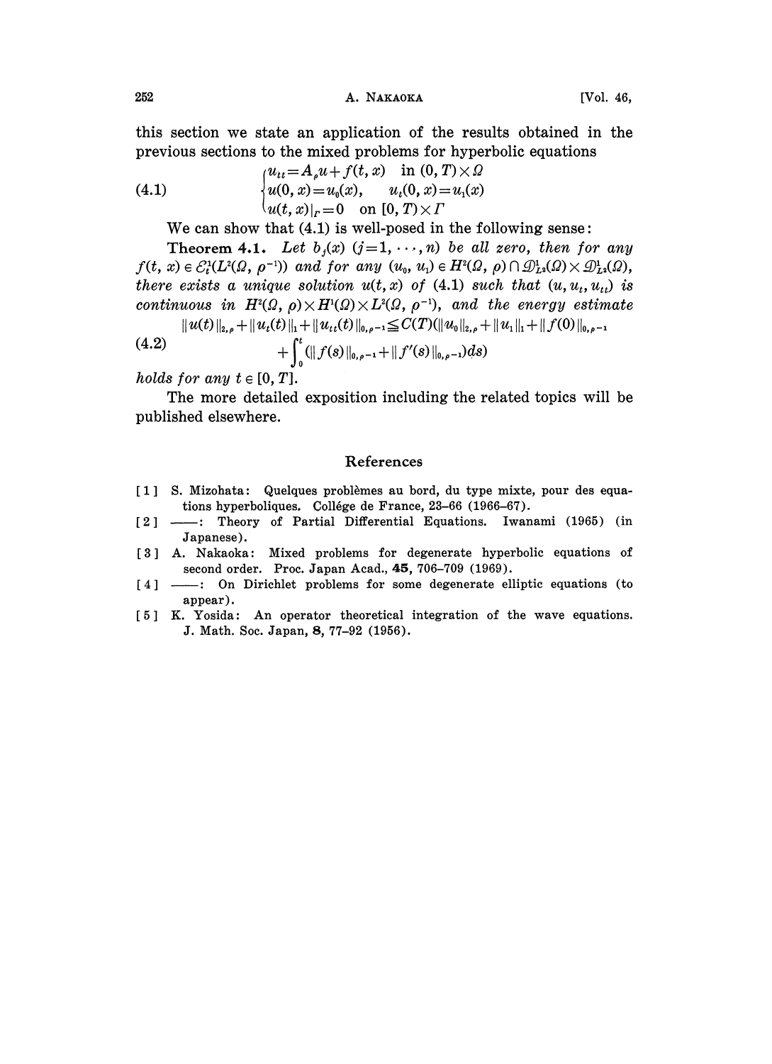this section we state an application of the results obtained in the previous sections to the mixed problems for hyperbolic equations

$$
\tag{4.1}
\begin{cases}
u_{tt}=A_\rho u+f(t,x) & \text{in } (0,T)\times\Omega \\
u(0,x)=u_0(x), \quad u_t(0,x)=u_1(x) \\
u(t,x)|_\Gamma=0 & \text{on } [0,T)\times\Gamma
\end{cases}
$$

We can show that (4.1) is well-posed in the following sense:

**Theorem 4.1.** *Let $b_j(x)$ $(j=1,\cdots,n)$ be all zero, then for any $f(t,x)\in\mathcal{E}_t^1(L^2(\Omega,\rho^{-1}))$ and for any $(u_0,u_1)\in H^2(\Omega,\rho)\cap\mathcal{D}_{L^2}^1(\Omega)\times\mathcal{D}_{L^2}^1(\Omega)$, there exists a unique solution $u(t,x)$ of (4.1) such that $(u,u_t,u_{tt})$ is continuous in $H^2(\Omega,\rho)\times H^1(\Omega)\times L^2(\Omega,\rho^{-1})$, and the energy estimate*

$$
\tag{4.2}
\begin{aligned}
\|u(t)\|_{2,\rho}+\|u_t(t)\|_1+\|u_{tt}(t)\|_{0,\rho^{-1}} \leqq C(T)(&\|u_0\|_{2,\rho}+\|u_1\|_1+\|f(0)\|_{0,\rho^{-1}} \\
&+\int_0^t(\|f(s)\|_{0,\rho^{-1}}+\|f'(s)\|_{0,\rho^{-1}})ds)
\end{aligned}
$$

*holds for any $t\in[0,T]$.*

The more detailed exposition including the related topics will be published elsewhere.

## References

[1] S. Mizohata: Quelques problèmes au bord, du type mixte, pour des equations hyperboliques. Collége de France, 23–66 (1966–67).

[2] ——: Theory of Partial Differential Equations. Iwanami (1965) (in Japanese).

[3] A. Nakaoka: Mixed problems for degenerate hyperbolic equations of second order. Proc. Japan Acad., **45**, 706–709 (1969).

[4] ——: On Dirichlet problems for some degenerate elliptic equations (to appear).

[5] K. Yosida: An operator theoretical integration of the wave equations. J. Math. Soc. Japan, **8**, 77–92 (1956).